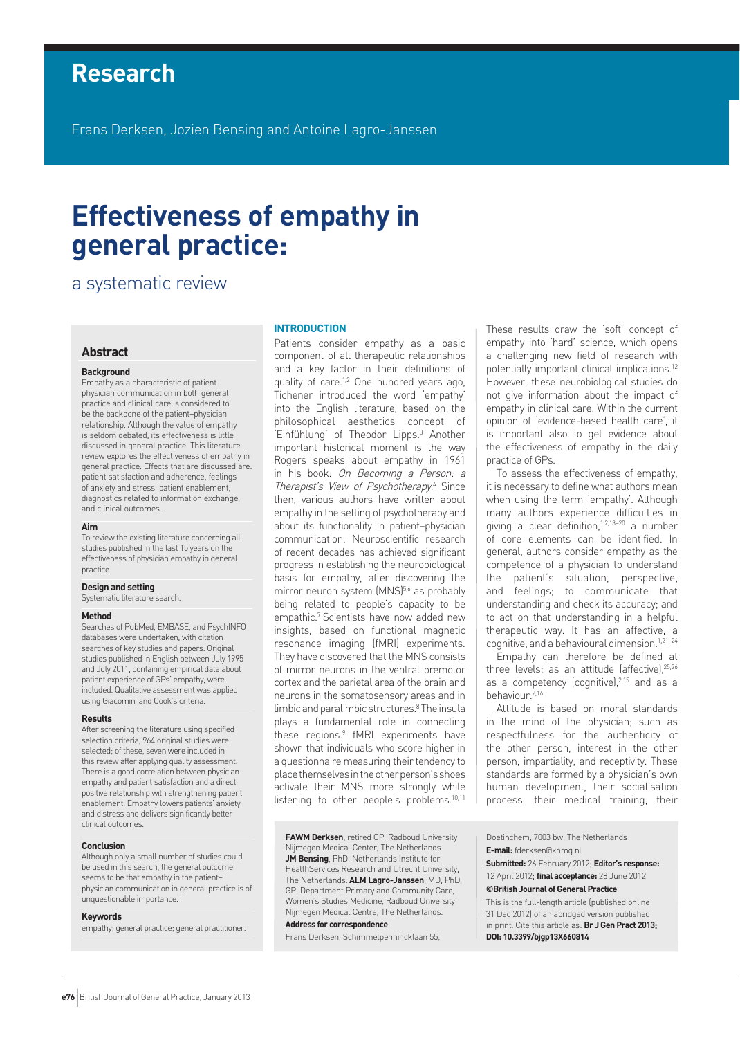# Research

Frans Derksen, Jozien Bensing and Antoine Lagro-Janssen

# Effectiveness of empathy in general practice:

## a systematic review

## Abstract

### Background

Empathy as a characteristic of patient–physician communication in both general practice and clinical care is considered to be the backbone of the patient–physician relationship. Although the value of empathy is seldom debated, its effectiveness is little discussed in general practice. This literature review explores the effectiveness of empathy in general practice. Effects that are discussed are: patient satisfaction and adherence, feelings of anxiety and stress, patient enablement, diagnostics related to information exchange, and clinical outcomes.

### Aim

To review the existing literature concerning all studies published in the last 15 years on the effectiveness of physician empathy in general practice.

### Design and setting

Systematic literature search.

### Method

Searches of PubMed, EMBASE, and PsychINFO databases were undertaken, with citation searches of key studies and papers. Original studies published in English between July 1995 and July 2011, containing empirical data about patient experience of GPs' empathy, were included. Qualitative assessment was applied using Giacomini and Cook's criteria.

### Results

After screening the literature using specified selection criteria, 964 original studies were selected; of these, seven were included in this review after applying quality assessment. There is a good correlation between physician empathy and patient satisfaction and a direct positive relationship with strengthening patient enablement. Empathy lowers patients' anxiety and distress and delivers significantly better clinical outcomes.

### Conclusion

Although only a small number of studies could be used in this search, the general outcome seems to be that empathy in the patient–physician communication in general practice is of unquestionable importance.

### Keywords

empathy; general practice; general practitioner.

## INTRODUCTION

Patients consider empathy as a basic component of all therapeutic relationships and a key factor in their definitions of quality of care.[1,2] One hundred years ago, Tichener introduced the word 'empathy' into the English literature, based on the philosophical aesthetics concept of 'Einfühlung' of Theodor Lipps.[3] Another important historical moment is the way Rogers speaks about empathy in 1961 in his book: *On Becoming a Person: a Therapist's View of Psychotherapy*.[4] Since then, various authors have written about empathy in the setting of psychotherapy and about its functionality in patient–physician communication. Neuroscientific research of recent decades has achieved significant progress in establishing the neurobiological basis for empathy, after discovering the mirror neuron system (MNS)[5,6] as probably being related to people's capacity to be empathic.[7] Scientists have now added new insights, based on functional magnetic resonance imaging (fMRI) experiments. They have discovered that the MNS consists of mirror neurons in the ventral premotor cortex and the parietal area of the brain and neurons in the somatosensory areas and in limbic and paralimbic structures.[8] The insula plays a fundamental role in connecting these regions.[9] fMRI experiments have shown that individuals who score higher in a questionnaire measuring their tendency to place themselves in the other person's shoes activate their MNS more strongly while listening to other people's problems.[10,11] These results draw the 'soft' concept of empathy into 'hard' science, which opens a challenging new field of research with potentially important clinical implications.[12] However, these neurobiological studies do not give information about the impact of empathy in clinical care. Within the current opinion of 'evidence-based health care', it is important also to get evidence about the effectiveness of empathy in the daily practice of GPs.

To assess the effectiveness of empathy, it is necessary to define what authors mean when using the term 'empathy'. Although many authors experience difficulties in giving a clear definition,[1,2,13–20] a number of core elements can be identified. In general, authors consider empathy as the competence of a physician to understand the patient's situation, perspective, and feelings; to communicate that understanding and check its accuracy; and to act on that understanding in a helpful therapeutic way. It has an affective, a cognitive, and a behavioural dimension.[1,21–24]

Empathy can therefore be defined at three levels: as an attitude (affective),[25,26] as a competency (cognitive),[2,15] and as a behaviour.[2,16]

Attitude is based on moral standards in the mind of the physician; such as respectfulness for the authenticity of the other person, interest in the other person, impartiality, and receptivity. These standards are formed by a physician's own human development, their socialisation process, their medical training, their

**FAWM Derksen**, retired GP, Radboud University Nijmegen Medical Center, The Netherlands. **JM Bensing**, PhD, Netherlands Institute for HealthServices Research and Utrecht University, The Netherlands. **ALM Lagro-Janssen**, MD, PhD, GP, Department Primary and Community Care, Women's Studies Medicine, Radboud University Nijmegen Medical Centre, The Netherlands.

**Address for correspondence**

Frans Derksen, Schimmelpennincklaan 55, Doetinchem, 7003 bw, The Netherlands

**E-mail:** fderksen@knmg.nl

**Submitted:** 26 February 2012; **Editor's response:** 12 April 2012; **final acceptance:** 28 June 2012.

**©British Journal of General Practice**

This is the full-length article (published online 31 Dec 2012) of an abridged version published in print. Cite this article as: **Br J Gen Pract 2013; DOI: 10.3399/bjgp13X660814**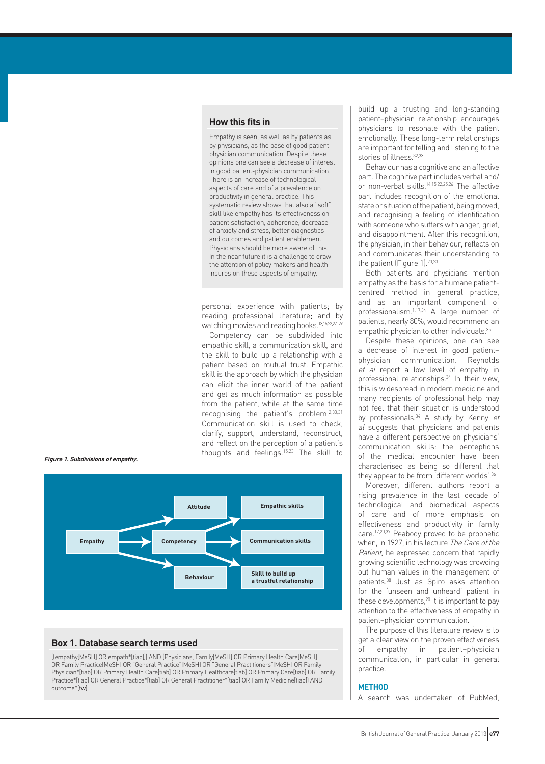## How this fits in

Empathy is seen, as well as by patients as by physicians, as the base of good patient-physician communication. Despite these opinions one can see a decrease of interest in good patient-physician communication. There is an increase of technological aspects of care and of a prevalence on productivity in general practice. This systematic review shows that also a "soft" skill like empathy has its effectiveness on patient satisfaction, adherence, decrease of anxiety and stress, better diagnostics and outcomes and patient enablement. Physicians should be more aware of this. In the near future it is a challenge to draw the attention of policy makers and health insures on these aspects of empathy.

personal experience with patients; by reading professional literature; and by watching movies and reading books.[13,15,22,27–29]

Competency can be subdivided into empathic skill, a communication skill, and the skill to build up a relationship with a patient based on mutual trust. Empathic skill is the approach by which the physician can elicit the inner world of the patient and get as much information as possible from the patient, while at the same time recognising the patient's problem.[2,30,31] Communication skill is used to check, clarify, support, understand, reconstruct, and reflect on the perception of a patient's thoughts and feelings.[15,23] The skill to build up a trusting and long-standing patient–physician relationship encourages physicians to resonate with the patient emotionally. These long-term relationships are important for telling and listening to the stories of illness.[32,33]

Behaviour has a cognitive and an affective part. The cognitive part includes verbal and/or non-verbal skills.[14,15,22,25,26] The affective part includes recognition of the emotional state or situation of the patient, being moved, and recognising a feeling of identification with someone who suffers with anger, grief, and disappointment. After this recognition, the physician, in their behaviour, reflects on and communicates their understanding to the patient (Figure 1).[20,23]

Both patients and physicians mention empathy as the basis for a humane patient-centred method in general practice, and as an important component of professionalism.[1,17,34] A large number of patients, nearly 80%, would recommend an empathic physician to other individuals.[35]

Despite these opinions, one can see a decrease of interest in good patient–physician communication. Reynolds *et al* report a low level of empathy in professional relationships.[34] In their view, this is widespread in modern medicine and many recipients of professional help may not feel that their situation is understood by professionals.[34] A study by Kenny *et al* suggests that physicians and patients have a different perspective on physicians' communication skills: the perceptions of the medical encounter have been characterised as being so different that they appear to be from 'different worlds'.[36]

Moreover, different authors report a rising prevalence in the last decade of technological and biomedical aspects of care and of more emphasis on effectiveness and productivity in family care.[17,20,37] Peabody proved to be prophetic when, in 1927, in his lecture *The Care of the Patient*, he expressed concern that rapidly growing scientific technology was crowding out human values in the management of patients.[38] Just as Spiro asks attention for the 'unseen and unheard' patient in these developments,[20] it is important to pay attention to the effectiveness of empathy in patient–physician communication.

The purpose of this literature review is to get a clear view on the proven effectiveness of empathy in patient–physician communication, in particular in general practice.

***Figure 1. Subdivisions of empathy.***

| | | |
|---|---|---|
| Empathy → | Attitude | |
| | Competency → | Empathic skills |
| | | Communication skills |
| | | Skill to build up a trustful relationship |
| | Behaviour | |

## Box 1. Database search terms used

((empathy[MeSH] OR empath*[tiab])) AND (Physicians, Family[MeSH] OR Primary Health Care[MeSH] OR Family Practice[MeSH] OR "General Practice"[MeSH] OR "General Practitioners"[MeSH] OR Family Physician*[tiab] OR Primary Health Care[tiab] OR Primary Healthcare[tiab] OR Primary Care[tiab] OR Family Practice*[tiab] OR General Practice*[tiab] OR General Practitioner*[tiab] OR Family Medicine[tiab]) AND outcome*[tw]

## METHOD

A search was undertaken of PubMed,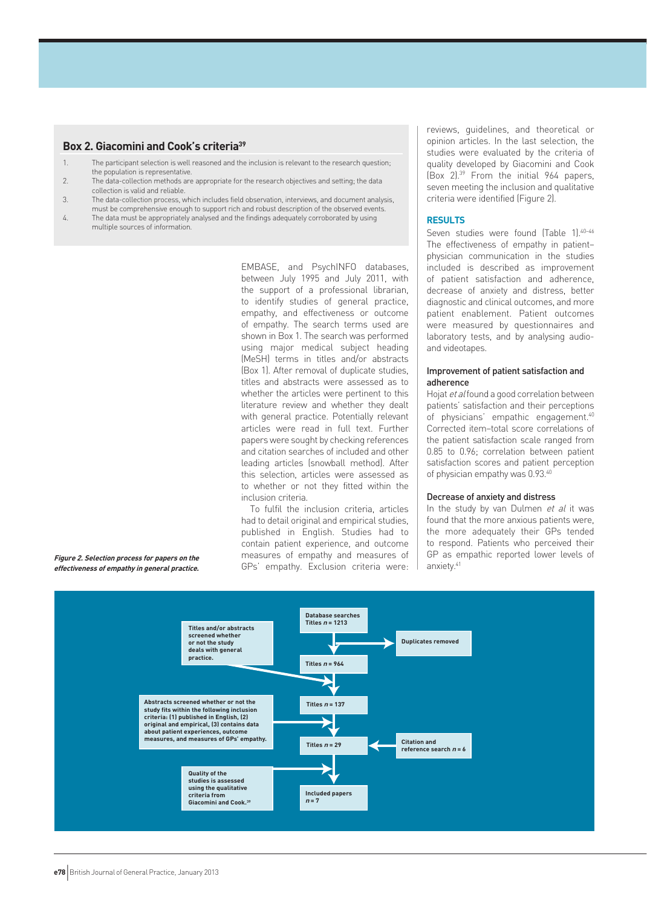## Box 2. Giacomini and Cook's criteria[39]

1. The participant selection is well reasoned and the inclusion is relevant to the research question; the population is representative.
2. The data-collection methods are appropriate for the research objectives and setting; the data collection is valid and reliable.
3. The data-collection process, which includes field observation, interviews, and document analysis, must be comprehensive enough to support rich and robust description of the observed events.
4. The data must be appropriately analysed and the findings adequately corroborated by using multiple sources of information.

EMBASE, and PsychINFO databases, between July 1995 and July 2011, with the support of a professional librarian, to identify studies of general practice, empathy, and effectiveness or outcome of empathy. The search terms used are shown in Box 1. The search was performed using major medical subject heading (MeSH) terms in titles and/or abstracts (Box 1). After removal of duplicate studies, titles and abstracts were assessed as to whether the articles were pertinent to this literature review and whether they dealt with general practice. Potentially relevant articles were read in full text. Further papers were sought by checking references and citation searches of included and other leading articles (snowball method). After this selection, articles were assessed as to whether or not they fitted within the inclusion criteria.

To fulfil the inclusion criteria, articles had to detail original and empirical studies, published in English. Studies had to contain patient experience, and outcome measures of empathy and measures of GPs' empathy. Exclusion criteria were: reviews, guidelines, and theoretical or opinion articles. In the last selection, the studies were evaluated by the criteria of quality developed by Giacomini and Cook (Box 2).[39] From the initial 964 papers, seven meeting the inclusion and qualitative criteria were identified (Figure 2).

## RESULTS

Seven studies were found (Table 1).[40–46] The effectiveness of empathy in patient–physician communication in the studies included is described as improvement of patient satisfaction and adherence, decrease of anxiety and distress, better diagnostic and clinical outcomes, and more patient enablement. Patient outcomes were measured by questionnaires and laboratory tests, and by analysing audio- and videotapes.

### Improvement of patient satisfaction and adherence

Hojat *et al* found a good correlation between patients' satisfaction and their perceptions of physicians' empathic engagement.[40] Corrected item–total score correlations of the patient satisfaction scale ranged from 0.85 to 0.96; correlation between patient satisfaction scores and patient perception of physician empathy was 0.93.[40]

### Decrease of anxiety and distress

In the study by van Dulmen *et al* it was found that the more anxious patients were, the more adequately their GPs tended to respond. Patients who perceived their GP as empathic reported lower levels of anxiety.[41]

Database searches Titles $n$ = 1213 → Duplicates removed → Titles $n$ = 964

Titles and/or abstracts screened whether or not the study deals with general practice. → Titles $n$ = 137

Abstracts screened whether or not the study fits within the following inclusion criteria: (1) published in English, (2) original and empirical, (3) contains data about patient experiences, outcome measures, and measures of GPs' empathy. → Titles $n$ = 29 ← Citation and reference search $n$ = 6

Quality of the studies is assessed using the qualitative criteria from Giacomini and Cook.[39] → Included papers $n$ = 7

*Figure 2. Selection process for papers on the effectiveness of empathy in general practice.*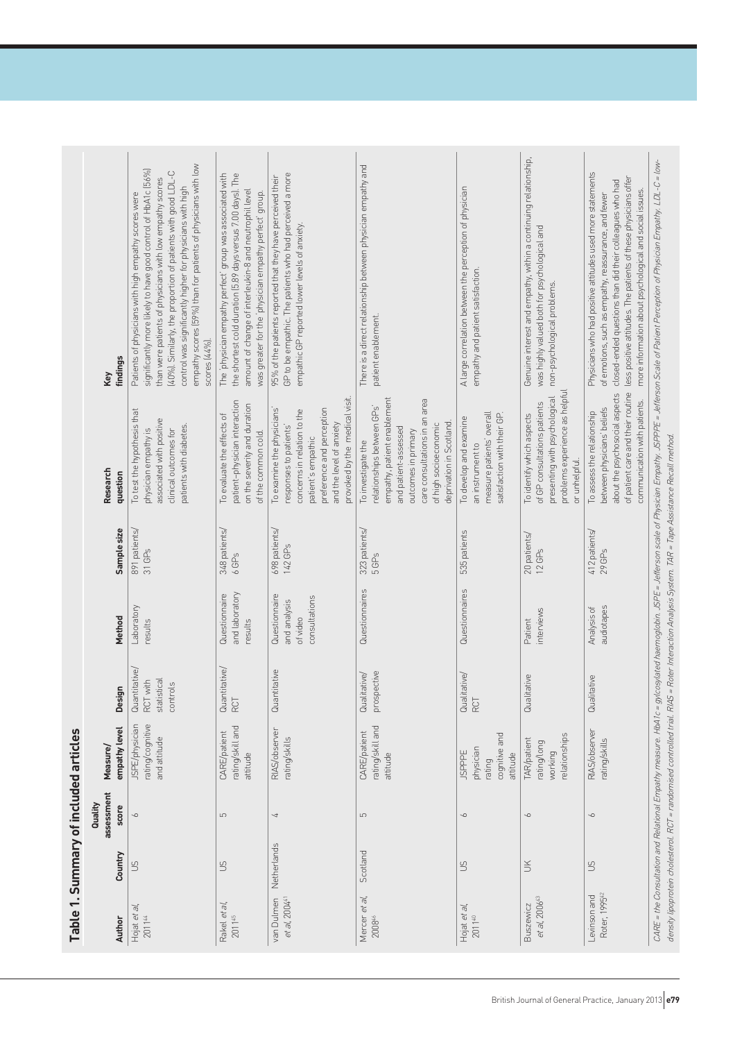## Table 1. Summary of included articles

| Author | Country | Quality assessment score | Measure/ empathy level | Design | Method | Sample size | Research question | Key findings |
|---|---|---|---|---|---|---|---|---|
| Hojat *et al*, 2011[44] | US | 6 | JSPE/physician rating/cognitive and attitude | Quantitative/ RCT with statistical controls | Laboratory results | 891 patients/ 31 GPs | To test the hypothesis that physician empathy is associated with positive clinical outcomes for patients with diabetes. | Patients of physicians with high empathy scores were significantly more likely to have good control of HbA1c (56%) than were patients of physicians with low empathy scores (40%). Similarly, the proportion of patients with good LDL-C control was significantly higher for physicians with high empathy scores (59%) than for patients of physicians with low scores (44%). |
| Rakel *et al*, 2011[45] | US | 5 | CARE/patient rating/skill and attitude | Quantitative/ RCT | Questionnaire and laboratory results | 348 patients/ 6 GPs | To evaluate the effects of patient–physician interaction on the severity and duration of the common cold. | The 'physician empathy perfect' group was associated with the shortest cold duration (5.89 days versus 7.00 days). The amount of change of interleukin-8 and neutrophil level was greater for the 'physician empathy perfect' group. |
| van Dulmen *et al*, 2004[41] | Netherlands | 4 | RIAS/observer rating/skills | Quantitative | Questionnaire and analysis of video consultations | 698 patients/ 142 GPs | To examine the physicians' responses to patients' concerns in relation to the patient's empathic preference and perception and the level of anxiety provoked by the medical visit. | 95% of the patients reported that they have perceived their GP to be empathic. The patients who had perceived a more empathic GP reported lower levels of anxiety. |
| Mercer *et al*, 2008[46] | Scotland | 5 | CARE/patient rating/skill and attitude | Qualitative/ prospective | Questionnaires | 323 patients/ 5 GPs | To investigate the relationships between GPs' empathy, patient enablement and patient-assessed outcomes in primary care consultations in an area of high socioeconomic deprivation in Scotland. | There is a direct relationship between physician empathy and patient enablement. |
| Hojat *et al*, 2011[40] | US | 6 | JSPPPE physician rating cognitive and attitude | Qualitative/ RCT | Questionnaires | 535 patients | To develop and examine an instrument to measure patients' overall satisfaction with their GP. | A large correlation between the perception of physician empathy and patient satisfaction. |
| Buszewicz *et al*, 2006[43] | UK | 6 | TAR/patient rating/long working relationships | Qualitative | Patient interviews | 20 patients/ 12 GPs | To identify which aspects of GP consultations patients presenting with psychological problems experience as helpful or unhelpful. | Genuine interest and empathy, within a continuing relationship, was highly valued both for psychological and non-psychological problems. |
| Levinson and Roter, 1995[52] | US | 6 | RIAS/observer rating/skills | Qualitative | Analysis of audiotapes | 412 patients/ 29 GPs | To assess the relationship between physicians' beliefs about the psychosocial aspects of patient care and their routine communication with patients. | Physicians who had positive attitudes used more statements of emotions, such as empathy, reassurance, and fewer closed-ended questions than did their colleagues who had less positive attitudes. The patients of these physicians offer more information about psychological and social issues. |

CARE = the Consultation and Relational Empathy measure. HbA1c = glycosylated haemoglobin. JSPE = Jefferson scale of Physician Empathy. JSPPPE = Jefferson Scale of Patient Perception of Physician Empathy. LDL-C = low-density lipoprotein cholesterol. RCT = randomised controlled trial. RIAS = Roter Interaction Analysis System. TAR = Tape Assistance Recall method.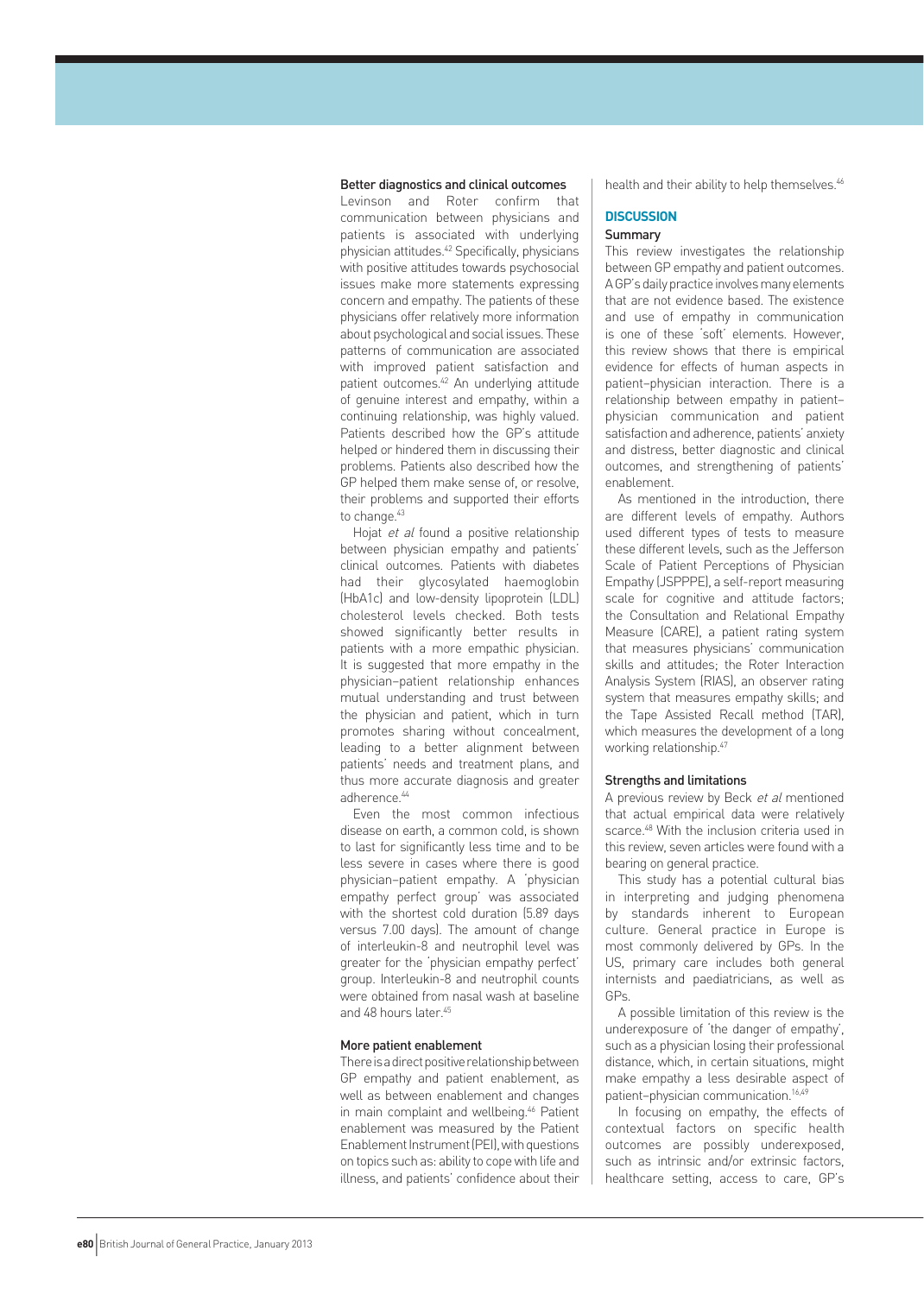### Better diagnostics and clinical outcomes

Levinson and Roter confirm that communication between physicians and patients is associated with underlying physician attitudes.[42] Specifically, physicians with positive attitudes towards psychosocial issues make more statements expressing concern and empathy. The patients of these physicians offer relatively more information about psychological and social issues. These patterns of communication are associated with improved patient satisfaction and patient outcomes.[42] An underlying attitude of genuine interest and empathy, within a continuing relationship, was highly valued. Patients described how the GP's attitude helped or hindered them in discussing their problems. Patients also described how the GP helped them make sense of, or resolve, their problems and supported their efforts to change.[43]

Hojat *et al* found a positive relationship between physician empathy and patients' clinical outcomes. Patients with diabetes had their glycosylated haemoglobin (HbA1c) and low-density lipoprotein (LDL) cholesterol levels checked. Both tests showed significantly better results in patients with a more empathic physician. It is suggested that more empathy in the physician–patient relationship enhances mutual understanding and trust between the physician and patient, which in turn promotes sharing without concealment, leading to a better alignment between patients' needs and treatment plans, and thus more accurate diagnosis and greater adherence.[44]

Even the most common infectious disease on earth, a common cold, is shown to last for significantly less time and to be less severe in cases where there is good physician–patient empathy. A 'physician empathy perfect group' was associated with the shortest cold duration (5.89 days versus 7.00 days). The amount of change of interleukin-8 and neutrophil level was greater for the 'physician empathy perfect' group. Interleukin-8 and neutrophil counts were obtained from nasal wash at baseline and 48 hours later.[45]

### More patient enablement

There is a direct positive relationship between GP empathy and patient enablement, as well as between enablement and changes in main complaint and wellbeing.[46] Patient enablement was measured by the Patient Enablement Instrument (PEI), with questions on topics such as: ability to cope with life and illness, and patients' confidence about their health and their ability to help themselves.[46]

## DISCUSSION

### Summary

This review investigates the relationship between GP empathy and patient outcomes. A GP's daily practice involves many elements that are not evidence based. The existence and use of empathy in communication is one of these 'soft' elements. However, this review shows that there is empirical evidence for effects of human aspects in patient–physician interaction. There is a relationship between empathy in patient–physician communication and patient satisfaction and adherence, patients' anxiety and distress, better diagnostic and clinical outcomes, and strengthening of patients' enablement.

As mentioned in the introduction, there are different levels of empathy. Authors used different types of tests to measure these different levels, such as the Jefferson Scale of Patient Perceptions of Physician Empathy (JSPPPE), a self-report measuring scale for cognitive and attitude factors; the Consultation and Relational Empathy Measure (CARE), a patient rating system that measures physicians' communication skills and attitudes; the Roter Interaction Analysis System (RIAS), an observer rating system that measures empathy skills; and the Tape Assisted Recall method (TAR), which measures the development of a long working relationship.[47]

### Strengths and limitations

A previous review by Beck *et al* mentioned that actual empirical data were relatively scarce.[48] With the inclusion criteria used in this review, seven articles were found with a bearing on general practice.

This study has a potential cultural bias in interpreting and judging phenomena by standards inherent to European culture. General practice in Europe is most commonly delivered by GPs. In the US, primary care includes both general internists and paediatricians, as well as GPs.

A possible limitation of this review is the underexposure of 'the danger of empathy', such as a physician losing their professional distance, which, in certain situations, might make empathy a less desirable aspect of patient–physician communication.[16,49]

In focusing on empathy, the effects of contextual factors on specific health outcomes are possibly underexposed, such as intrinsic and/or extrinsic factors, healthcare setting, access to care, GP's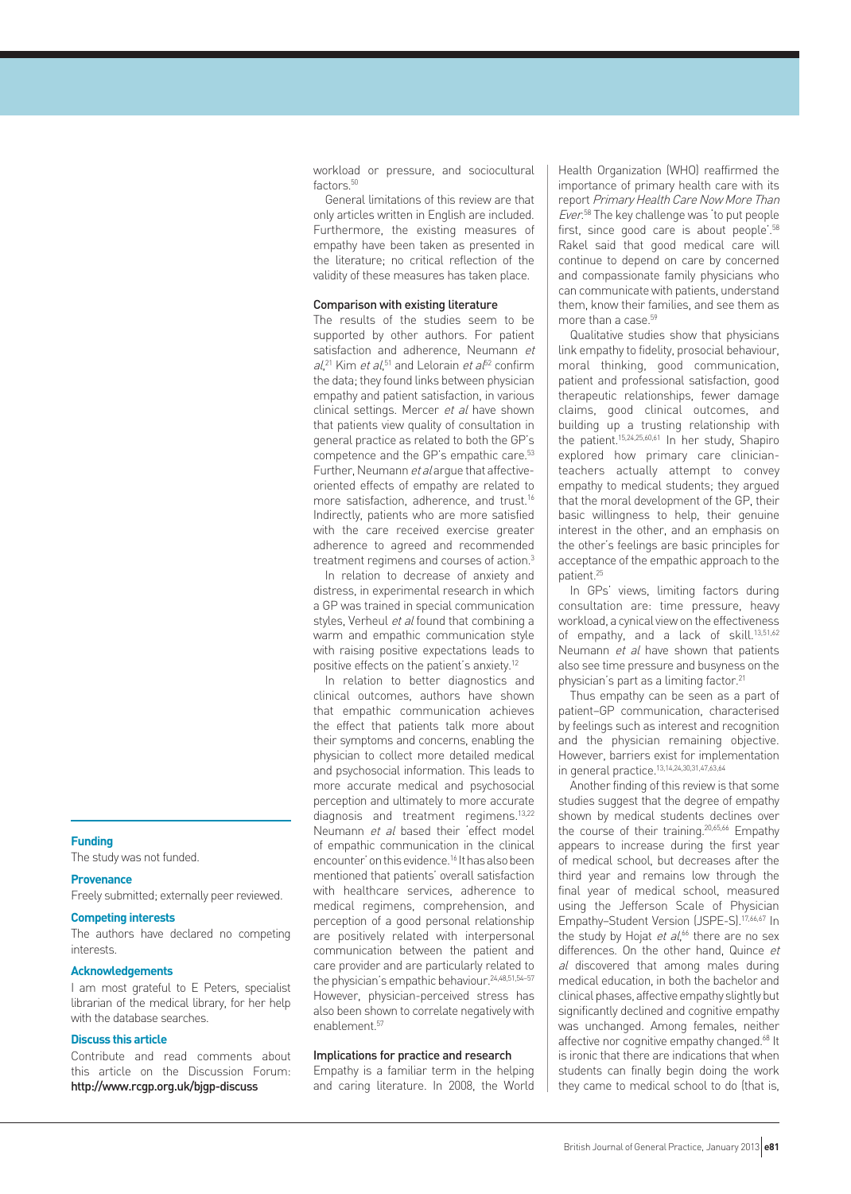workload or pressure, and sociocultural factors.[50]

General limitations of this review are that only articles written in English are included. Furthermore, the existing measures of empathy have been taken as presented in the literature; no critical reflection of the validity of these measures has taken place.

### Comparison with existing literature

The results of the studies seem to be supported by other authors. For patient satisfaction and adherence, Neumann *et al*,[21] Kim *et al*,[51] and Lelorain *et al*[52] confirm the data; they found links between physician empathy and patient satisfaction, in various clinical settings. Mercer *et al* have shown that patients view quality of consultation in general practice as related to both the GP's competence and the GP's empathic care.[53] Further, Neumann *et al* argue that affective-oriented effects of empathy are related to more satisfaction, adherence, and trust.[16] Indirectly, patients who are more satisfied with the care received exercise greater adherence to agreed and recommended treatment regimens and courses of action.[3]

In relation to decrease of anxiety and distress, in experimental research in which a GP was trained in special communication styles, Verheul *et al* found that combining a warm and empathic communication style with raising positive expectations leads to positive effects on the patient's anxiety.[12]

In relation to better diagnostics and clinical outcomes, authors have shown that empathic communication achieves the effect that patients talk more about their symptoms and concerns, enabling the physician to collect more detailed medical and psychosocial information. This leads to more accurate medical and psychosocial perception and ultimately to more accurate diagnosis and treatment regimens.[13,22] Neumann *et al* based their 'effect model of empathic communication in the clinical encounter' on this evidence.[16] It has also been mentioned that patients' overall satisfaction with healthcare services, adherence to medical regimens, comprehension, and perception of a good personal relationship are positively related with interpersonal communication between the patient and care provider and are particularly related to the physician's empathic behaviour.[24,48,51,54–57] However, physician-perceived stress has also been shown to correlate negatively with enablement.[57]

### Implications for practice and research

Empathy is a familiar term in the helping and caring literature. In 2008, the World Health Organization (WHO) reaffirmed the importance of primary health care with its report *Primary Health Care Now More Than Ever*.[58] The key challenge was 'to put people first, since good care is about people'.[58] Rakel said that good medical care will continue to depend on care by concerned and compassionate family physicians who can communicate with patients, understand them, know their families, and see them as more than a case.[59]

Qualitative studies show that physicians link empathy to fidelity, prosocial behaviour, moral thinking, good communication, patient and professional satisfaction, good therapeutic relationships, fewer damage claims, good clinical outcomes, and building up a trusting relationship with the patient.[15,24,25,60,61] In her study, Shapiro explored how primary care clinician-teachers actually attempt to convey empathy to medical students; they argued that the moral development of the GP, their basic willingness to help, their genuine interest in the other, and an emphasis on the other's feelings are basic principles for acceptance of the empathic approach to the patient.[25]

In GPs' views, limiting factors during consultation are: time pressure, heavy workload, a cynical view on the effectiveness of empathy, and a lack of skill.[13,51,62] Neumann *et al* have shown that patients also see time pressure and busyness on the physician's part as a limiting factor.[21]

Thus empathy can be seen as a part of patient–GP communication, characterised by feelings such as interest and recognition and the physician remaining objective. However, barriers exist for implementation in general practice.[13,14,24,30,31,47,63,64]

Another finding of this review is that some studies suggest that the degree of empathy shown by medical students declines over the course of their training.[20,65,66] Empathy appears to increase during the first year of medical school, but decreases after the third year and remains low through the final year of medical school, measured using the Jefferson Scale of Physician Empathy–Student Version (JSPE-S).[17,66,67] In the study by Hojat *et al*,[66] there are no sex differences. On the other hand, Quince *et al* discovered that among males during medical education, in both the bachelor and clinical phases, affective empathy slightly but significantly declined and cognitive empathy was unchanged. Among females, neither affective nor cognitive empathy changed.[68] It is ironic that there are indications that when students can finally begin doing the work they came to medical school to do (that is,

**Funding**

The study was not funded.

**Provenance**

Freely submitted; externally peer reviewed.

**Competing interests**

The authors have declared no competing interests.

**Acknowledgements**

I am most grateful to E Peters, specialist librarian of the medical library, for her help with the database searches.

**Discuss this article**

Contribute and read comments about this article on the Discussion Forum: http://www.rcgp.org.uk/bjgp-discuss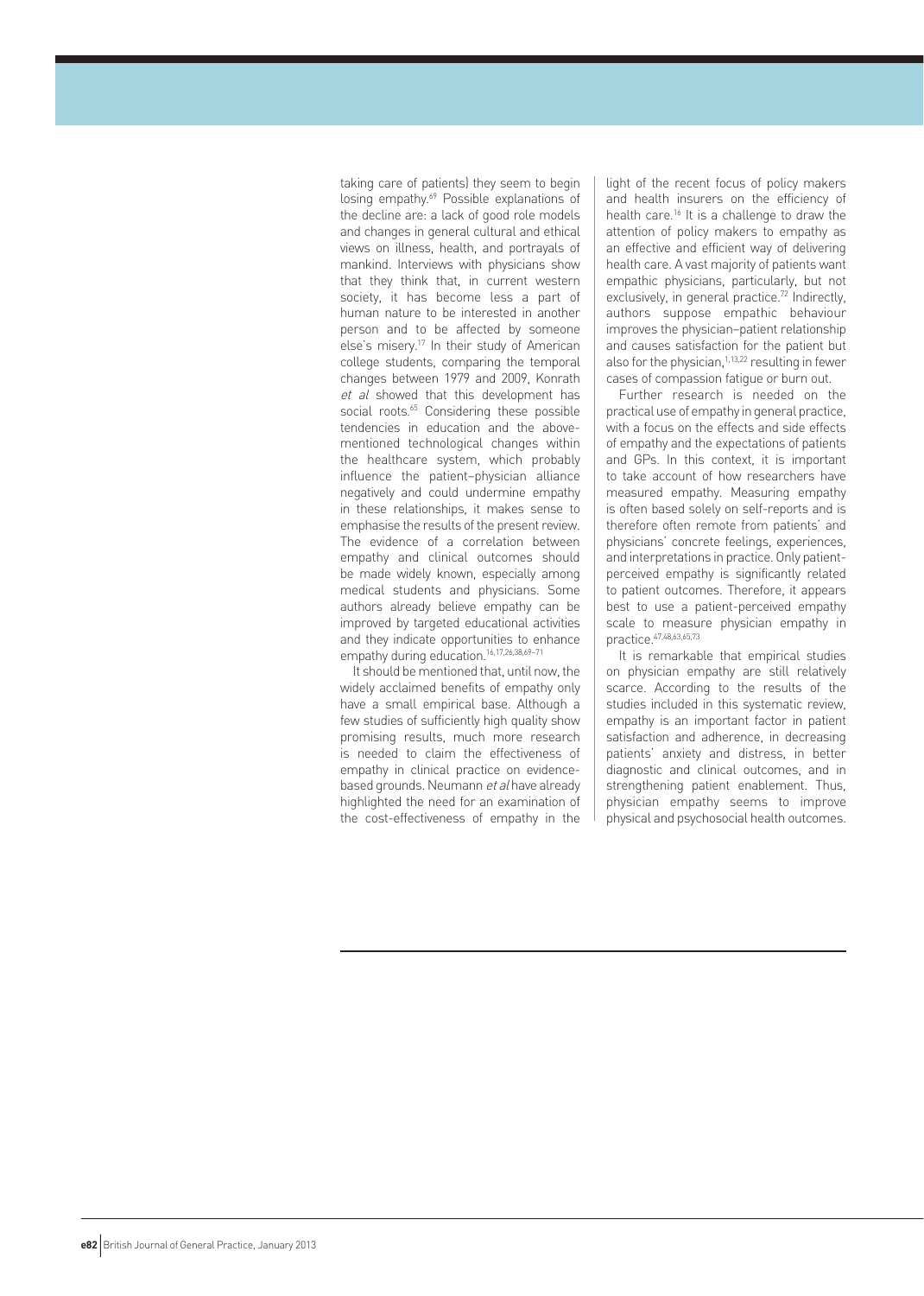taking care of patients) they seem to begin losing empathy.[69] Possible explanations of the decline are: a lack of good role models and changes in general cultural and ethical views on illness, health, and portrayals of mankind. Interviews with physicians show that they think that, in current western society, it has become less a part of human nature to be interested in another person and to be affected by someone else's misery.[17] In their study of American college students, comparing the temporal changes between 1979 and 2009, Konrath *et al* showed that this development has social roots.[65] Considering these possible tendencies in education and the above-mentioned technological changes within the healthcare system, which probably influence the patient–physician alliance negatively and could undermine empathy in these relationships, it makes sense to emphasise the results of the present review. The evidence of a correlation between empathy and clinical outcomes should be made widely known, especially among medical students and physicians. Some authors already believe empathy can be improved by targeted educational activities and they indicate opportunities to enhance empathy during education.[16,17,26,38,69–71]

It should be mentioned that, until now, the widely acclaimed benefits of empathy only have a small empirical base. Although a few studies of sufficiently high quality show promising results, much more research is needed to claim the effectiveness of empathy in clinical practice on evidence-based grounds. Neumann *et al* have already highlighted the need for an examination of the cost-effectiveness of empathy in the light of the recent focus of policy makers and health insurers on the efficiency of health care.[16] It is a challenge to draw the attention of policy makers to empathy as an effective and efficient way of delivering health care. A vast majority of patients want empathic physicians, particularly, but not exclusively, in general practice.[72] Indirectly, authors suppose empathic behaviour improves the physician–patient relationship and causes satisfaction for the patient but also for the physician,[1,13,22] resulting in fewer cases of compassion fatigue or burn out.

Further research is needed on the practical use of empathy in general practice, with a focus on the effects and side effects of empathy and the expectations of patients and GPs. In this context, it is important to take account of how researchers have measured empathy. Measuring empathy is often based solely on self-reports and is therefore often remote from patients' and physicians' concrete feelings, experiences, and interpretations in practice. Only patient-perceived empathy is significantly related to patient outcomes. Therefore, it appears best to use a patient-perceived empathy scale to measure physician empathy in practice.[47,48,63,65,73]

It is remarkable that empirical studies on physician empathy are still relatively scarce. According to the results of the studies included in this systematic review, empathy is an important factor in patient satisfaction and adherence, in decreasing patients' anxiety and distress, in better diagnostic and clinical outcomes, and in strengthening patient enablement. Thus, physician empathy seems to improve physical and psychosocial health outcomes.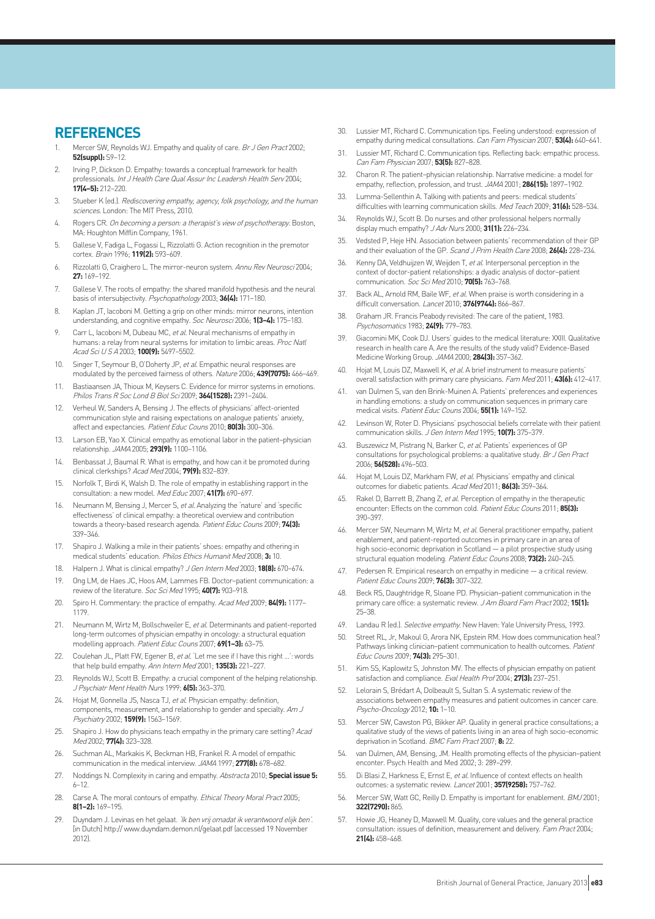## REFERENCES

1. Mercer SW, Reynolds WJ. Empathy and quality of care. *Br J Gen Pract* 2002; **52(suppl):** S9–12.
2. Irving P, Dickson D. Empathy: towards a conceptual framework for health professionals. *Int J Health Care Qual Assur Inc Leadersh Health Serv* 2004; **17(4–5):** 212–220.
3. Stueber K (ed.). *Rediscovering empathy, agency, folk psychology, and the human sciences*. London: The MIT Press, 2010.
4. Rogers CR. *On becoming a person: a therapist's view of psychotherapy*. Boston, MA: Houghton Mifflin Company, 1961.
5. Gallese V, Fadiga L, Fogassi L, Rizzolatti G. Action recognition in the premotor cortex. *Brain* 1996; **119(2):** 593–609.
6. Rizzolatti G, Craighero L. The mirror-neuron system. *Annu Rev Neurosci* 2004; **27:** 169–192.
7. Gallese V. The roots of empathy: the shared manifold hypothesis and the neural basis of intersubjectivity. *Psychopathology* 2003; **36(4):** 171–180.
8. Kaplan JT, Iacoboni M. Getting a grip on other minds: mirror neurons, intention understanding, and cognitive empathy. *Soc Neurosci* 2006; **1(3–4):** 175–183.
9. Carr L, Iacoboni M, Dubeau MC, *et al*. Neural mechanisms of empathy in humans: a relay from neural systems for imitation to limbic areas. *Proc Natl Acad Sci U S A* 2003; **100(9):** 5497–5502.
10. Singer T, Seymour B, O'Doherty JP, *et al*. Empathic neural responses are modulated by the perceived fairness of others. *Nature* 2006; **439(7075):** 466–469.
11. Bastiaansen JA, Thioux M, Keysers C. Evidence for mirror systems in emotions. *Philos Trans R Soc Lond B Biol Sci* 2009; **364(1528):** 2391–2404.
12. Verheul W, Sanders A, Bensing J. The effects of physicians' affect-oriented communication style and raising expectations on analogue patients' anxiety, affect and expectancies. *Patient Educ Couns* 2010; **80(3):** 300–306.
13. Larson EB, Yao X. Clinical empathy as emotional labor in the patient–physician relationship. *JAMA* 2005; **293(9):** 1100–1106.
14. Benbassat J, Baumal R. What is empathy, and how can it be promoted during clinical clerkships? *Acad Med* 2004; **79(9):** 832–839.
15. Norfolk T, Birdi K, Walsh D. The role of empathy in establishing rapport in the consultation: a new model. *Med Educ* 2007; **41(7):** 690–697.
16. Neumann M, Bensing J, Mercer S, *et al*. Analyzing the 'nature' and 'specific effectiveness' of clinical empathy: a theoretical overview and contribution towards a theory-based research agenda. *Patient Educ Couns* 2009; **74(3):** 339–346.
17. Shapiro J. Walking a mile in their patients' shoes: empathy and othering in medical students' education. *Philos Ethics Humanit Med* 2008; **3:** 10.
18. Halpern J. What is clinical empathy? *J Gen Intern Med* 2003; **18(8):** 670–674.
19. Ong LM, de Haes JC, Hoos AM, Lammes FB. Doctor–patient communication: a review of the literature. *Soc Sci Med* 1995; **40(7):** 903–918.
20. Spiro H. Commentary: the practice of empathy. *Acad Med* 2009; **84(9):** 1177–1179.
21. Neumann M, Wirtz M, Bollschweiler E, *et al*. Determinants and patient-reported long-term outcomes of physician empathy in oncology: a structural equation modelling approach. *Patient Educ Couns* 2007; **69(1–3):** 63–75.
22. Coulehan JL, Platt FW, Egener B, *et al*. 'Let me see if I have this right ...': words that help build empathy. *Ann Intern Med* 2001; **135(3):** 221–227.
23. Reynolds WJ, Scott B. Empathy: a crucial component of the helping relationship. *J Psychiatr Ment Health Nurs* 1999; **6(5):** 363–370.
24. Hojat M, Gonnella JS, Nasca TJ, *et al*. Physician empathy: definition, components, measurement, and relationship to gender and specialty. *Am J Psychiatry* 2002; **159(9):** 1563–1569.
25. Shapiro J. How do physicians teach empathy in the primary care setting? *Acad Med* 2002; **77(4):** 323–328.
26. Suchman AL, Markakis K, Beckman HB, Frankel R. A model of empathic communication in the medical interview. *JAMA* 1997; **277(8):** 678–682.
27. Noddings N. Complexity in caring and empathy. *Abstracta* 2010; **Special issue 5:** 6–12.
28. Carse A. The moral contours of empathy. *Ethical Theory Moral Pract* 2005; **8(1–2):** 169–195.
29. Duyndam J. Levinas en het gelaat. *'Ik ben vrij omadat ik verantwoord elijk ben'*. [in Dutch] http:// www.duyndam.demon.nl/gelaat.pdf (accessed 19 November 2012).
30. Lussier MT, Richard C. Communication tips. Feeling understood: expression of empathy during medical consultations. *Can Fam Physician* 2007; **53(4):** 640–641.
31. Lussier MT, Richard C. Communication tips. Reflecting back: empathic process. *Can Fam Physician* 2007; **53(5):** 827–828.
32. Charon R. The patient–physician relationship. Narrative medicine: a model for empathy, reflection, profession, and trust. *JAMA* 2001; **286(15):** 1897–1902.
33. Lumma-Sellenthin A. Talking with patients and peers: medical students' difficulties with learning communication skills. *Med Teach* 2009; **31(6):** 528–534.
34. Reynolds WJ, Scott B. Do nurses and other professional helpers normally display much empathy? *J Adv Nurs* 2000; **31(1):** 226–234.
35. Vedsted P, Heje HN. Association between patients' recommendation of their GP and their evaluation of the GP. *Scand J Prim Health Care* 2008; **26(4):** 228–234.
36. Kenny DA, Veldhuijzen W, Weijden T, *et al*. Interpersonal perception in the context of doctor-patient relationships: a dyadic analysis of doctor–patient communication. *Soc Sci Med* 2010; **70(5):** 763–768.
37. Back AL, Arnold RM, Baile WF, *et al*. When praise is worth considering in a difficult conversation. *Lancet* 2010; **376(9744):** 866–867.
38. Graham JR. Francis Peabody revisited: The care of the patient, 1983. *Psychosomatics* 1983; **24(9):** 779–783.
39. Giacomini MK, Cook DJ. Users' guides to the medical literature: XXIII. Qualitative research in health care A. Are the results of the study valid? Evidence-Based Medicine Working Group. *JAMA* 2000; **284(3):** 357–362.
40. Hojat M, Louis DZ, Maxwell K, *et al*. A brief instrument to measure patients' overall satisfaction with primary care physicians. *Fam Med* 2011; **43(6):** 412–417.
41. van Dulmen S, van den Brink-Muinen A. Patients' preferences and experiences in handling emotions: a study on communication sequences in primary care medical visits. *Patient Educ Couns* 2004; **55(1):** 149–152.
42. Levinson W, Roter D. Physicians' psychosocial beliefs correlate with their patient communication skills. *J Gen Intern Med* 1995; **10(7):** 375–379.
43. Buszewicz M, Pistrang N, Barker C, *et al*. Patients' experiences of GP consultations for psychological problems: a qualitative study. *Br J Gen Pract* 2006; **56(528):** 496–503.
44. Hojat M, Louis DZ, Markham FW, *et al*. Physicians' empathy and clinical outcomes for diabetic patients. *Acad Med* 2011; **86(3):** 359–364.
45. Rakel D, Barrett B, Zhang Z, *et al*. Perception of empathy in the therapeutic encounter: Effects on the common cold. *Patient Educ Couns* 2011; **85(3):** 390–397.
46. Mercer SW, Neumann M, Wirtz M, *et al*. General practitioner empathy, patient enablement, and patient-reported outcomes in primary care in an area of high socio-economic deprivation in Scotland — a pilot prospective study using structural equation modeling. *Patient Educ Couns* 2008; **73(2):** 240–245.
47. Pedersen R. Empirical research on empathy in medicine — a critical review. *Patient Educ Couns* 2009; **76(3):** 307–322.
48. Beck RS, Daughtridge R, Sloane PD. Physician–patient communication in the primary care office: a systematic review. *J Am Board Fam Pract* 2002; **15(1):** 25–38.
49. Landau R (ed.). *Selective empathy*. New Haven: Yale University Press, 1993.
50. Street RL, Jr, Makoul G, Arora NK, Epstein RM. How does communication heal? Pathways linking clinician–patient communication to health outcomes. *Patient Educ Couns* 2009; **74(3):** 295–301.
51. Kim SS, Kaplowitz S, Johnston MV. The effects of physician empathy on patient satisfaction and compliance. *Eval Health Prof* 2004; **27(3):** 237–251.
52. Lelorain S, Brédart A, Dolbeault S, Sultan S. A systematic review of the associations between empathy measures and patient outcomes in cancer care. *Psycho-Oncology* 2012; **10:** 1–10.
53. Mercer SW, Cawston PG, Bikker AP. Quality in general practice consultations; a qualitative study of the views of patients living in an area of high socio-economic deprivation in Scotland. *BMC Fam Pract* 2007; **8:** 22.
54. van Dulmen, AM, Bensing, JM. Health promoting effects of the physician–patient enconter. Psych Health and Med 2002; 3: 289–299.
55. Di Blasi Z, Harkness E, Ernst E, *et al*. Influence of context effects on health outcomes: a systematic review. *Lancet* 2001; **357(9258):** 757–762.
56. Mercer SW, Watt GC, Reilly D. Empathy is important for enablement. *BMJ* 2001; **322(7290):** 865.
57. Howie JG, Heaney D, Maxwell M. Quality, core values and the general practice consultation: issues of definition, measurement and delivery. *Fam Pract* 2004; **21(4):** 458–468.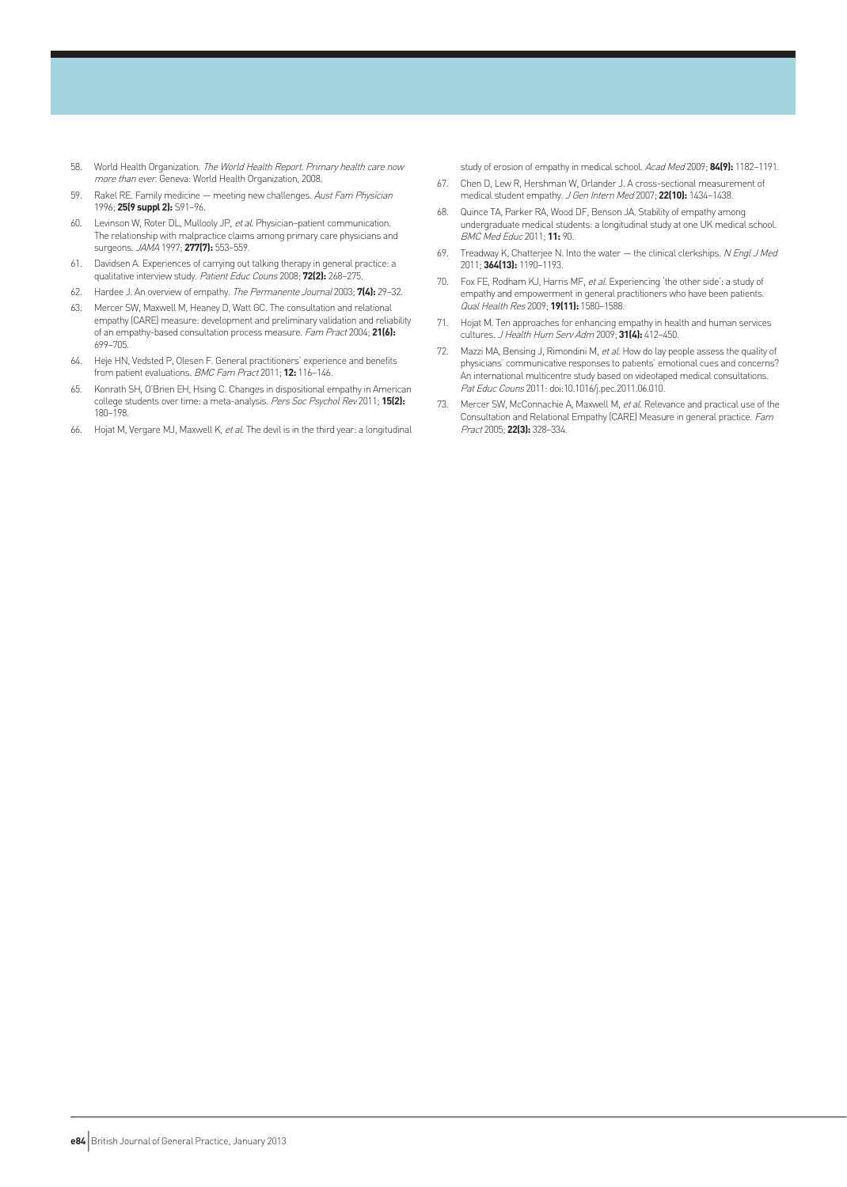58. World Health Organization. *The World Health Report. Primary health care now more than ever*. Geneva: World Health Organization, 2008.
59. Rakel RE. Family medicine — meeting new challenges. *Aust Fam Physician* 1996; **25(9 suppl 2):** S91–96.
60. Levinson W, Roter DL, Mullooly JP, *et al*. Physician–patient communication. The relationship with malpractice claims among primary care physicians and surgeons. *JAMA* 1997; **277(7):** 553–559.
61. Davidsen A. Experiences of carrying out talking therapy in general practice: a qualitative interview study. *Patient Educ Couns* 2008; **72(2):** 268–275.
62. Hardee J. An overview of empathy. *The Permanente Journal* 2003; **7(4):** 29–32.
63. Mercer SW, Maxwell M, Heaney D, Watt GC. The consultation and relational empathy (CARE) measure: development and preliminary validation and reliability of an empathy-based consultation process measure. *Fam Pract* 2004; **21(6):** 699–705.
64. Heje HN, Vedsted P, Olesen F. General practitioners' experience and benefits from patient evaluations. *BMC Fam Pract* 2011; **12:** 116–146.
65. Konrath SH, O'Brien EH, Hsing C. Changes in dispositional empathy in American college students over time: a meta-analysis. *Pers Soc Psychol Rev* 2011; **15(2):** 180–198.
66. Hojat M, Vergare MJ, Maxwell K, *et al*. The devil is in the third year: a longitudinal study of erosion of empathy in medical school. *Acad Med* 2009; **84(9):** 1182–1191.
67. Chen D, Lew R, Hershman W, Orlander J. A cross-sectional measurement of medical student empathy. *J Gen Intern Med* 2007; **22(10):** 1434–1438.
68. Quince TA, Parker RA, Wood DF, Benson JA. Stability of empathy among undergraduate medical students: a longitudinal study at one UK medical school. *BMC Med Educ* 2011; **11:** 90.
69. Treadway K, Chatterjee N. Into the water — the clinical clerkships. *N Engl J Med* 2011; **364(13):** 1190–1193.
70. Fox FE, Rodham KJ, Harris MF, *et al*. Experiencing 'the other side': a study of empathy and empowerment in general practitioners who have been patients. *Qual Health Res* 2009; **19(11):** 1580–1588.
71. Hojat M. Ten approaches for enhancing empathy in health and human services cultures. *J Health Hum Serv Adm* 2009; **31(4):** 412–450.
72. Mazzi MA, Bensing J, Rimondini M, *et al*. How do lay people assess the quality of physicians' communicative responses to patients' emotional cues and concerns? An international multicentre study based on videotaped medical consultations. *Pat Educ Couns* 2011: doi:10.1016/j.pec.2011.06.010.
73. Mercer SW, McConnachie A, Maxwell M, *et al*. Relevance and practical use of the Consultation and Relational Empathy (CARE) Measure in general practice. *Fam Pract* 2005; **22(3):** 328–334.